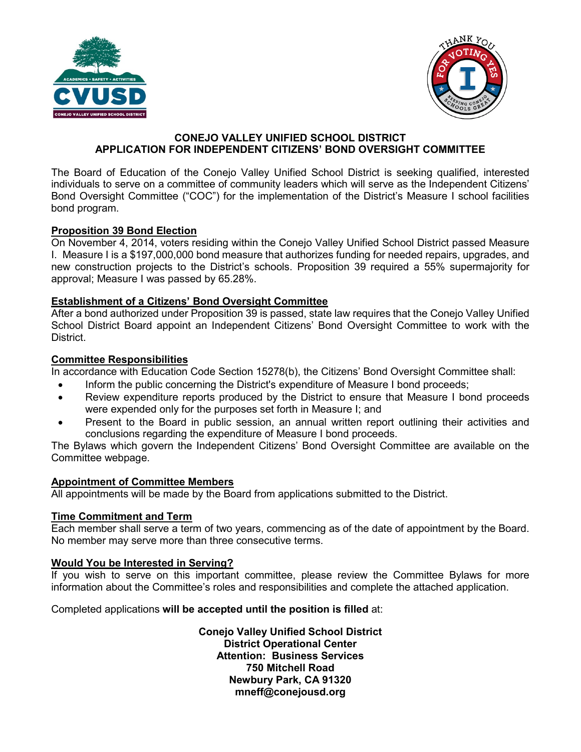# CONEJO VALLEY UNIFIED SCHOOL DISTRICT
## APPLICATION FOR INDEPENDENT CITIZENS' BOND OVERSIGHT COMMITTEE

The Board of Education of the Conejo Valley Unified School District is seeking qualified, interested individuals to serve on a committee of community leaders which will serve as the Independent Citizens' Bond Oversight Committee ("COC") for the implementation of the District's Measure I school facilities bond program.

### Proposition 39 Bond Election

On November 4, 2014, voters residing within the Conejo Valley Unified School District passed Measure I. Measure I is a $197,000,000 bond measure that authorizes funding for needed repairs, upgrades, and new construction projects to the District's schools. Proposition 39 required a 55% supermajority for approval; Measure I was passed by 65.28%.

### Establishment of a Citizens' Bond Oversight Committee

After a bond authorized under Proposition 39 is passed, state law requires that the Conejo Valley Unified School District Board appoint an Independent Citizens' Bond Oversight Committee to work with the District.

### Committee Responsibilities

In accordance with Education Code Section 15278(b), the Citizens' Bond Oversight Committee shall:

- Inform the public concerning the District's expenditure of Measure I bond proceeds;
- Review expenditure reports produced by the District to ensure that Measure I bond proceeds were expended only for the purposes set forth in Measure I; and
- Present to the Board in public session, an annual written report outlining their activities and conclusions regarding the expenditure of Measure I bond proceeds.

The Bylaws which govern the Independent Citizens' Bond Oversight Committee are available on the Committee webpage.

### Appointment of Committee Members

All appointments will be made by the Board from applications submitted to the District.

### Time Commitment and Term

Each member shall serve a term of two years, commencing as of the date of appointment by the Board. No member may serve more than three consecutive terms.

### Would You be Interested in Serving?

If you wish to serve on this important committee, please review the Committee Bylaws for more information about the Committee's roles and responsibilities and complete the attached application.

Completed applications **will be accepted until the position is filled** at:

**Conejo Valley Unified School District**
**District Operational Center**
**Attention: Business Services**
**750 Mitchell Road**
**Newbury Park, CA 91320**
**mneff@conejousd.org**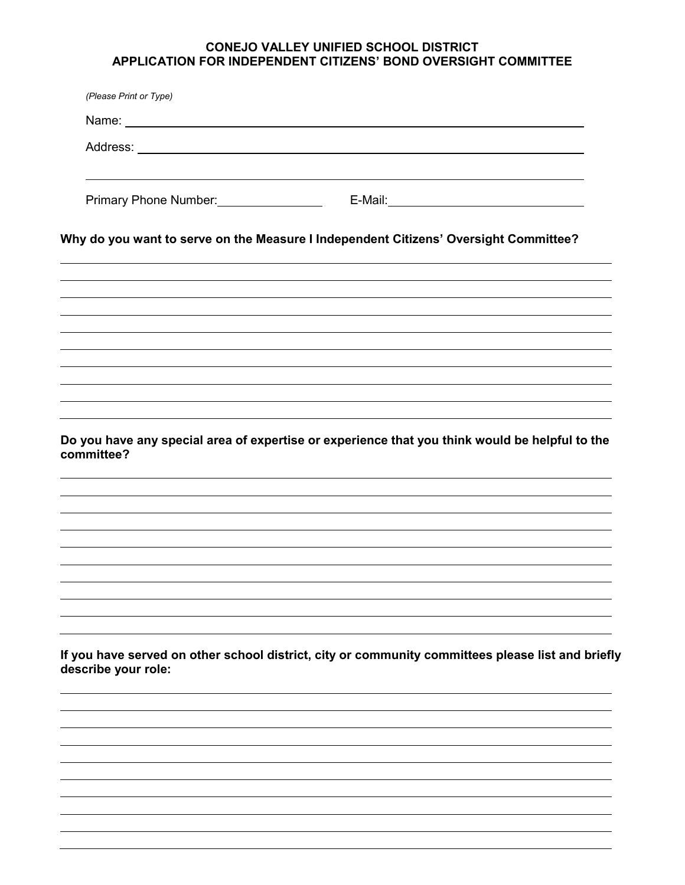**CONEJO VALLEY UNIFIED SCHOOL DISTRICT**
**APPLICATION FOR INDEPENDENT CITIZENS' BOND OVERSIGHT COMMITTEE**

*(Please Print or Type)*

Name: ______________________________________________________________

Address: ____________________________________________________________

_____________________________________________________________________

Primary Phone Number: _______________ E-Mail: ___________________________

**Why do you want to serve on the Measure I Independent Citizens' Oversight Committee?**

_____________________________________________________________________

_____________________________________________________________________

_____________________________________________________________________

_____________________________________________________________________

_____________________________________________________________________

_____________________________________________________________________

_____________________________________________________________________

_____________________________________________________________________

_____________________________________________________________________

**Do you have any special area of expertise or experience that you think would be helpful to the committee?**

_____________________________________________________________________

_____________________________________________________________________

_____________________________________________________________________

_____________________________________________________________________

_____________________________________________________________________

_____________________________________________________________________

_____________________________________________________________________

_____________________________________________________________________

_____________________________________________________________________

**If you have served on other school district, city or community committees please list and briefly describe your role:**

_____________________________________________________________________

_____________________________________________________________________

_____________________________________________________________________

_____________________________________________________________________

_____________________________________________________________________

_____________________________________________________________________

_____________________________________________________________________

_____________________________________________________________________

_____________________________________________________________________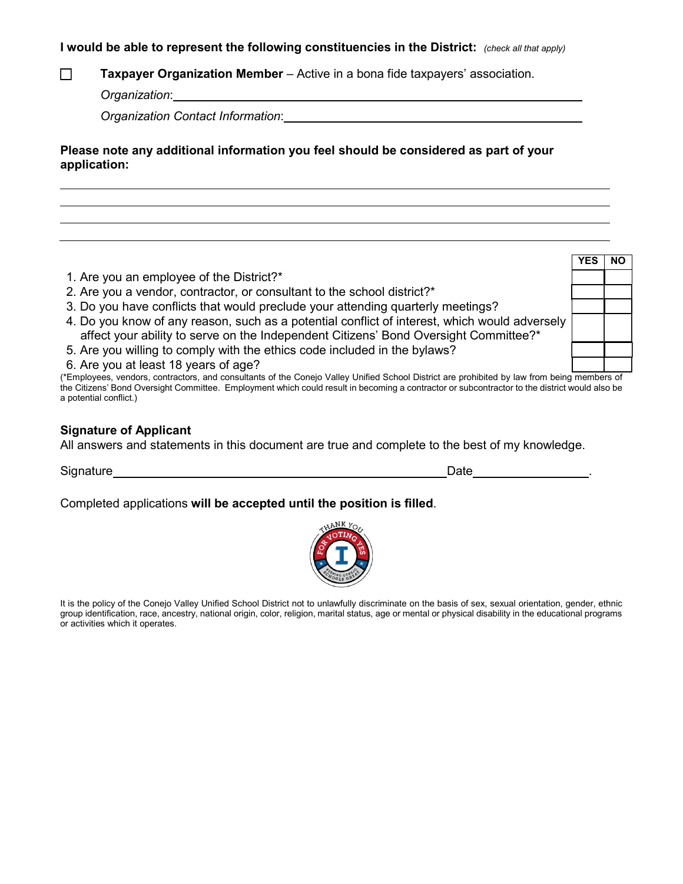**I would be able to represent the following constituencies in the District:** *(check all that apply)*

☐ **Taxpayer Organization Member** – Active in a bona fide taxpayers' association.

*Organization*: ____________________________________________

*Organization Contact Information*: ____________________________________________

**Please note any additional information you feel should be considered as part of your application:**

________________________________________________________________________

________________________________________________________________________

________________________________________________________________________

________________________________________________________________________

| | YES | NO |
|---|---|---|
| 1. Are you an employee of the District?* | | |
| 2. Are you a vendor, contractor, or consultant to the school district?* | | |
| 3. Do you have conflicts that would preclude your attending quarterly meetings? | | |
| 4. Do you know of any reason, such as a potential conflict of interest, which would adversely affect your ability to serve on the Independent Citizens' Bond Oversight Committee?* | | |
| 5. Are you willing to comply with the ethics code included in the bylaws? | | |
| 6. Are you at least 18 years of age? | | |

(*Employees, vendors, contractors, and consultants of the Conejo Valley Unified School District are prohibited by law from being members of the Citizens' Bond Oversight Committee. Employment which could result in becoming a contractor or subcontractor to the district would also be a potential conflict.)

**Signature of Applicant**

All answers and statements in this document are true and complete to the best of my knowledge.

Signature ____________________________________________ Date ____________________.

Completed applications **will be accepted until the position is filled**.

THANK YOU FOR VOTING YES

It is the policy of the Conejo Valley Unified School District not to unlawfully discriminate on the basis of sex, sexual orientation, gender, ethnic group identification, race, ancestry, national origin, color, religion, marital status, age or mental or physical disability in the educational programs or activities which it operates.